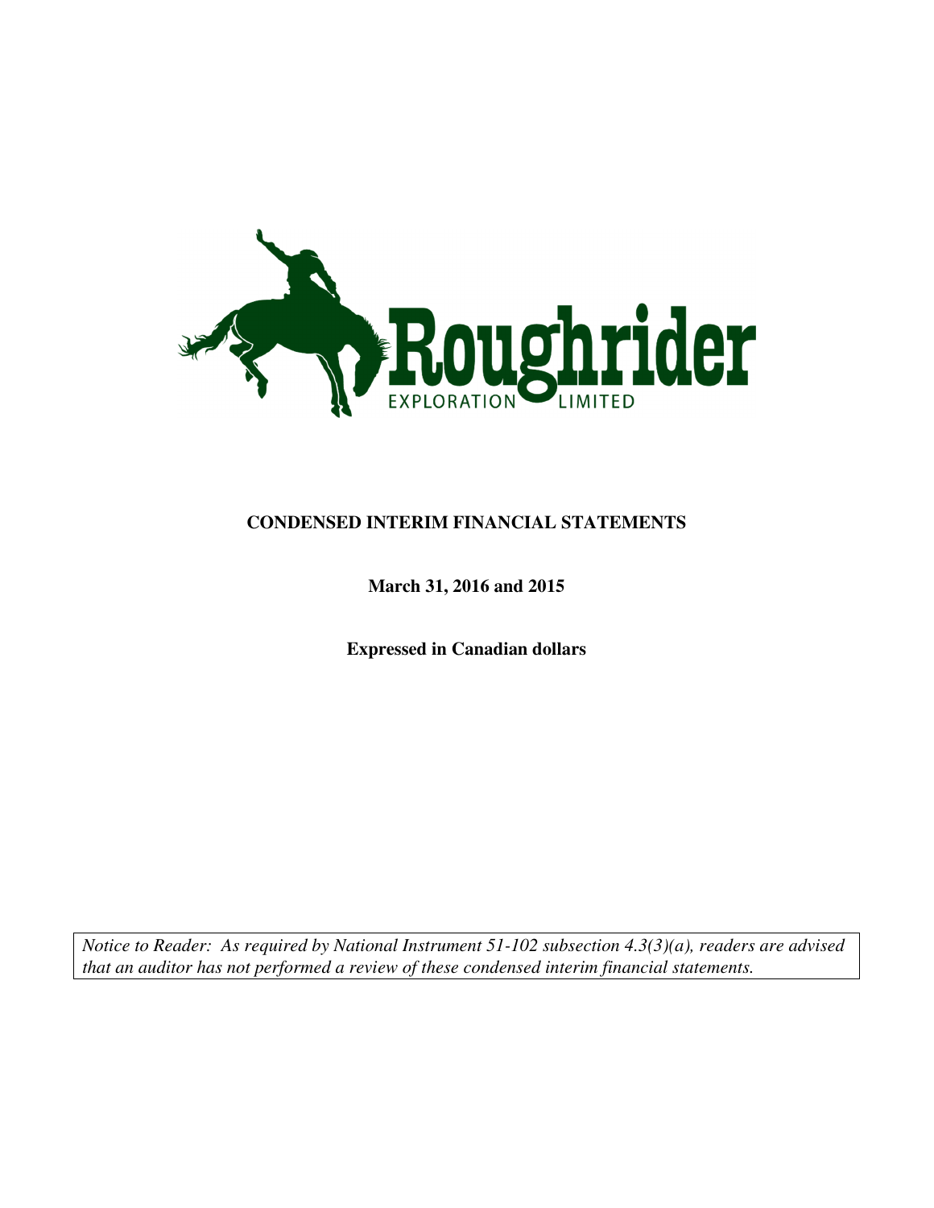Roughrider

EXPLORATION LIMITED

**CONDENSED INTERIM FINANCIAL STATEMENTS**

**March 31, 2016 and 2015**

**Expressed in Canadian dollars**

*Notice to Reader: As required by National Instrument 51-102 subsection 4.3(3)(a), readers are advised that an auditor has not performed a review of these condensed interim financial statements.*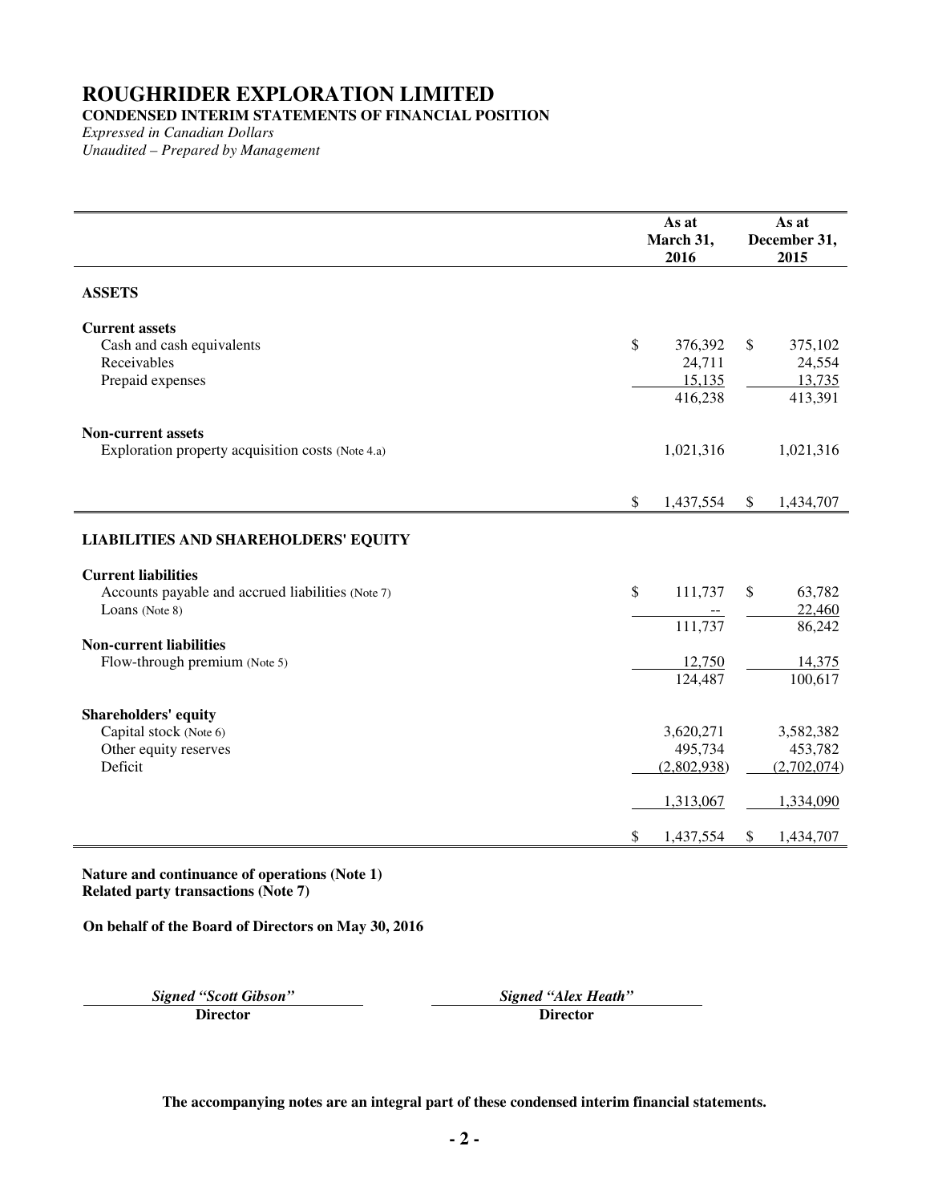# ROUGHRIDER EXPLORATION LIMITED

**CONDENSED INTERIM STATEMENTS OF FINANCIAL POSITION**

*Expressed in Canadian Dollars*

*Unaudited – Prepared by Management*

| | As at March 31, 2016 | As at December 31, 2015 |
|---|---|---|
| **ASSETS** | | |
| **Current assets** | | |
| Cash and cash equivalents | $ 376,392 | $ 375,102 |
| Receivables | 24,711 | 24,554 |
| Prepaid expenses | 15,135 | 13,735 |
| | 416,238 | 413,391 |
| **Non-current assets** | | |
| Exploration property acquisition costs (Note 4.a) | 1,021,316 | 1,021,316 |
| | $ 1,437,554 | $ 1,434,707 |
| **LIABILITIES AND SHAREHOLDERS' EQUITY** | | |
| **Current liabilities** | | |
| Accounts payable and accrued liabilities (Note 7) | $ 111,737 | $ 63,782 |
| Loans (Note 8) | -- | 22,460 |
| | 111,737 | 86,242 |
| **Non-current liabilities** | | |
| Flow-through premium (Note 5) | 12,750 | 14,375 |
| | 124,487 | 100,617 |
| **Shareholders' equity** | | |
| Capital stock (Note 6) | 3,620,271 | 3,582,382 |
| Other equity reserves | 495,734 | 453,782 |
| Deficit | (2,802,938) | (2,702,074) |
| | 1,313,067 | 1,334,090 |
| | $ 1,437,554 | $ 1,434,707 |

**Nature and continuance of operations (Note 1)**
**Related party transactions (Note 7)**

**On behalf of the Board of Directors on May 30, 2016**

| *Signed "Scott Gibson"* | *Signed "Alex Heath"* |
|---|---|
| **Director** | **Director** |

**The accompanying notes are an integral part of these condensed interim financial statements.**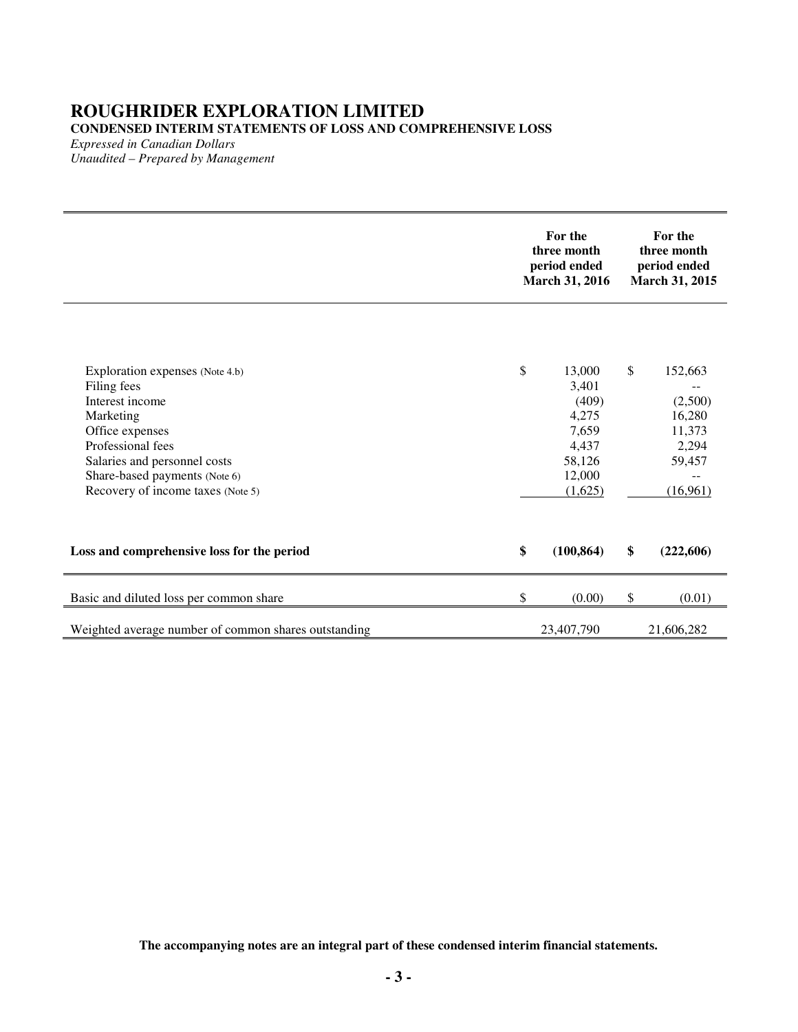# ROUGHRIDER EXPLORATION LIMITED

**CONDENSED INTERIM STATEMENTS OF LOSS AND COMPREHENSIVE LOSS**

*Expressed in Canadian Dollars*
*Unaudited – Prepared by Management*

| | For the three month period ended March 31, 2016 | For the three month period ended March 31, 2015 |
|---|---|---|
| Exploration expenses (Note 4.b) | $ 13,000 | $ 152,663 |
| Filing fees | 3,401 | -- |
| Interest income | (409) | (2,500) |
| Marketing | 4,275 | 16,280 |
| Office expenses | 7,659 | 11,373 |
| Professional fees | 4,437 | 2,294 |
| Salaries and personnel costs | 58,126 | 59,457 |
| Share-based payments (Note 6) | 12,000 | -- |
| Recovery of income taxes (Note 5) | (1,625) | (16,961) |
| **Loss and comprehensive loss for the period** | **$ (100,864)** | **$ (222,606)** |
| Basic and diluted loss per common share | $ (0.00) | $ (0.01) |
| Weighted average number of common shares outstanding | 23,407,790 | 21,606,282 |

**The accompanying notes are an integral part of these condensed interim financial statements.**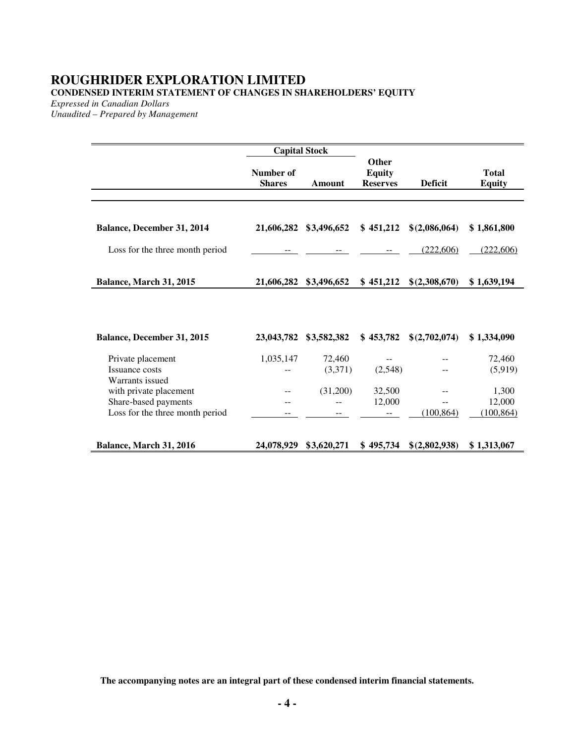# ROUGHRIDER EXPLORATION LIMITED

**CONDENSED INTERIM STATEMENT OF CHANGES IN SHAREHOLDERS' EQUITY**

*Expressed in Canadian Dollars*

*Unaudited – Prepared by Management*

| | Capital Stock | | | | |
|---|---|---|---|---|---|
| | **Number of Shares** | **Amount** | **Other Equity Reserves** | **Deficit** | **Total Equity** |
| **Balance, December 31, 2014** | **21,606,282** | **$3,496,652** | **$ 451,212** | **$(2,086,064)** | **$ 1,861,800** |
| Loss for the three month period | -- | -- | -- | (222,606) | (222,606) |
| **Balance, March 31, 2015** | **21,606,282** | **$3,496,652** | **$ 451,212** | **$(2,308,670)** | **$ 1,639,194** |
| | | | | | |
| **Balance, December 31, 2015** | **23,043,782** | **$3,582,382** | **$ 453,782** | **$(2,702,074)** | **$ 1,334,090** |
| Private placement | 1,035,147 | 72,460 | -- | -- | 72,460 |
| Issuance costs | -- | (3,371) | (2,548) | -- | (5,919) |
| Warrants issued with private placement | -- | (31,200) | 32,500 | -- | 1,300 |
| Share-based payments | -- | -- | 12,000 | -- | 12,000 |
| Loss for the three month period | -- | -- | -- | (100,864) | (100,864) |
| **Balance, March 31, 2016** | **24,078,929** | **$3,620,271** | **$ 495,734** | **$(2,802,938)** | **$ 1,313,067** |

**The accompanying notes are an integral part of these condensed interim financial statements.**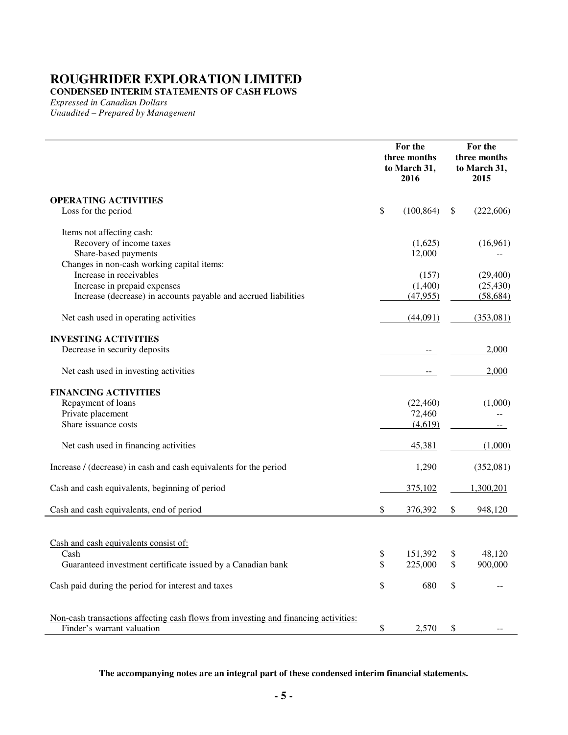# ROUGHRIDER EXPLORATION LIMITED

**CONDENSED INTERIM STATEMENTS OF CASH FLOWS**

*Expressed in Canadian Dollars*

*Unaudited – Prepared by Management*

| | For the three months to March 31, 2016 | For the three months to March 31, 2015 |
|---|---|---|
| **OPERATING ACTIVITIES** | | |
| Loss for the period | $ (100,864) | $ (222,606) |
| Items not affecting cash: | | |
| Recovery of income taxes | (1,625) | (16,961) |
| Share-based payments | 12,000 | -- |
| Changes in non-cash working capital items: | | |
| Increase in receivables | (157) | (29,400) |
| Increase in prepaid expenses | (1,400) | (25,430) |
| Increase (decrease) in accounts payable and accrued liabilities | (47,955) | (58,684) |
| Net cash used in operating activities | (44,091) | (353,081) |
| **INVESTING ACTIVITIES** | | |
| Decrease in security deposits | -- | 2,000 |
| Net cash used in investing activities | -- | 2,000 |
| **FINANCING ACTIVITIES** | | |
| Repayment of loans | (22,460) | (1,000) |
| Private placement | 72,460 | -- |
| Share issuance costs | (4,619) | -- |
| Net cash used in financing activities | 45,381 | (1,000) |
| Increase / (decrease) in cash and cash equivalents for the period | 1,290 | (352,081) |
| Cash and cash equivalents, beginning of period | 375,102 | 1,300,201 |
| Cash and cash equivalents, end of period | $ 376,392 | $ 948,120 |
| Cash and cash equivalents consist of: | | |
| Cash | $ 151,392 | $ 48,120 |
| Guaranteed investment certificate issued by a Canadian bank | $ 225,000 | $ 900,000 |
| Cash paid during the period for interest and taxes | $ 680 | $ -- |
| Non-cash transactions affecting cash flows from investing and financing activities: | | |
| Finder's warrant valuation | $ 2,570 | $ -- |

**The accompanying notes are an integral part of these condensed interim financial statements.**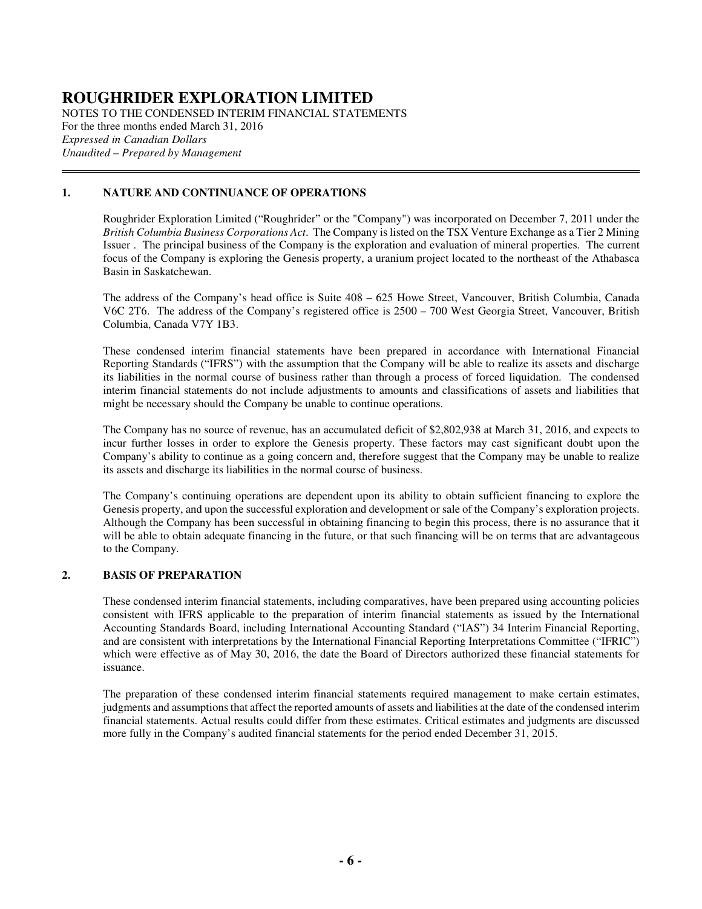# ROUGHRIDER EXPLORATION LIMITED

NOTES TO THE CONDENSED INTERIM FINANCIAL STATEMENTS
For the three months ended March 31, 2016
*Expressed in Canadian Dollars*
*Unaudited – Prepared by Management*

## 1. NATURE AND CONTINUANCE OF OPERATIONS

Roughrider Exploration Limited ("Roughrider" or the "Company") was incorporated on December 7, 2011 under the *British Columbia Business Corporations Act*. The Company is listed on the TSX Venture Exchange as a Tier 2 Mining Issuer . The principal business of the Company is the exploration and evaluation of mineral properties. The current focus of the Company is exploring the Genesis property, a uranium project located to the northeast of the Athabasca Basin in Saskatchewan.

The address of the Company's head office is Suite 408 – 625 Howe Street, Vancouver, British Columbia, Canada V6C 2T6. The address of the Company's registered office is 2500 – 700 West Georgia Street, Vancouver, British Columbia, Canada V7Y 1B3.

These condensed interim financial statements have been prepared in accordance with International Financial Reporting Standards ("IFRS") with the assumption that the Company will be able to realize its assets and discharge its liabilities in the normal course of business rather than through a process of forced liquidation. The condensed interim financial statements do not include adjustments to amounts and classifications of assets and liabilities that might be necessary should the Company be unable to continue operations.

The Company has no source of revenue, has an accumulated deficit of $2,802,938 at March 31, 2016, and expects to incur further losses in order to explore the Genesis property. These factors may cast significant doubt upon the Company's ability to continue as a going concern and, therefore suggest that the Company may be unable to realize its assets and discharge its liabilities in the normal course of business.

The Company's continuing operations are dependent upon its ability to obtain sufficient financing to explore the Genesis property, and upon the successful exploration and development or sale of the Company's exploration projects. Although the Company has been successful in obtaining financing to begin this process, there is no assurance that it will be able to obtain adequate financing in the future, or that such financing will be on terms that are advantageous to the Company.

## 2. BASIS OF PREPARATION

These condensed interim financial statements, including comparatives, have been prepared using accounting policies consistent with IFRS applicable to the preparation of interim financial statements as issued by the International Accounting Standards Board, including International Accounting Standard ("IAS") 34 Interim Financial Reporting, and are consistent with interpretations by the International Financial Reporting Interpretations Committee ("IFRIC") which were effective as of May 30, 2016, the date the Board of Directors authorized these financial statements for issuance.

The preparation of these condensed interim financial statements required management to make certain estimates, judgments and assumptions that affect the reported amounts of assets and liabilities at the date of the condensed interim financial statements. Actual results could differ from these estimates. Critical estimates and judgments are discussed more fully in the Company's audited financial statements for the period ended December 31, 2015.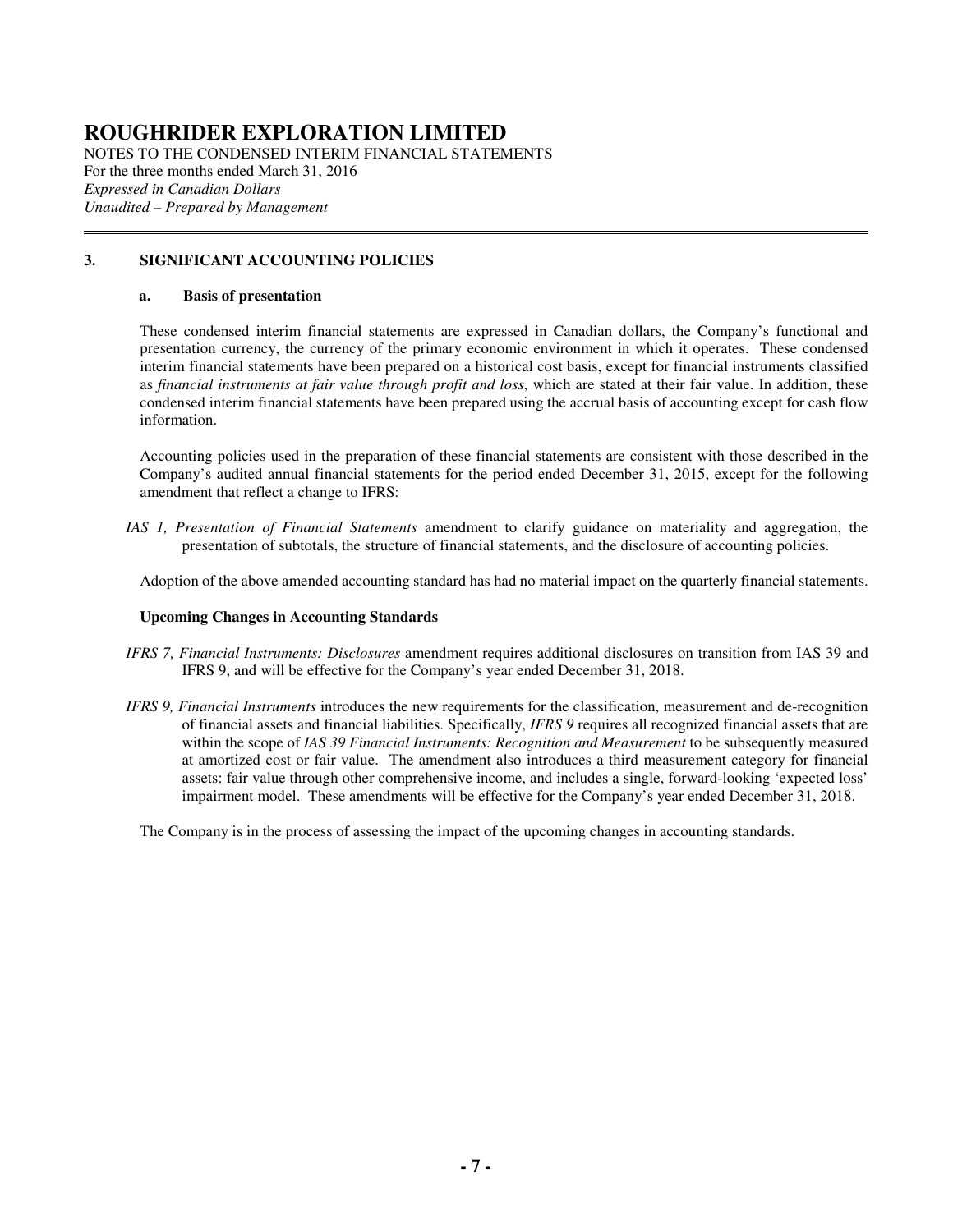## 3. SIGNIFICANT ACCOUNTING POLICIES

### a. Basis of presentation

These condensed interim financial statements are expressed in Canadian dollars, the Company's functional and presentation currency, the currency of the primary economic environment in which it operates. These condensed interim financial statements have been prepared on a historical cost basis, except for financial instruments classified as *financial instruments at fair value through profit and loss*, which are stated at their fair value. In addition, these condensed interim financial statements have been prepared using the accrual basis of accounting except for cash flow information.

Accounting policies used in the preparation of these financial statements are consistent with those described in the Company's audited annual financial statements for the period ended December 31, 2015, except for the following amendment that reflect a change to IFRS:

*IAS 1, Presentation of Financial Statements* amendment to clarify guidance on materiality and aggregation, the presentation of subtotals, the structure of financial statements, and the disclosure of accounting policies.

Adoption of the above amended accounting standard has had no material impact on the quarterly financial statements.

**Upcoming Changes in Accounting Standards**

*IFRS 7, Financial Instruments: Disclosures* amendment requires additional disclosures on transition from IAS 39 and IFRS 9, and will be effective for the Company's year ended December 31, 2018.

*IFRS 9, Financial Instruments* introduces the new requirements for the classification, measurement and de-recognition of financial assets and financial liabilities. Specifically, *IFRS 9* requires all recognized financial assets that are within the scope of *IAS 39 Financial Instruments: Recognition and Measurement* to be subsequently measured at amortized cost or fair value. The amendment also introduces a third measurement category for financial assets: fair value through other comprehensive income, and includes a single, forward-looking 'expected loss' impairment model. These amendments will be effective for the Company's year ended December 31, 2018.

The Company is in the process of assessing the impact of the upcoming changes in accounting standards.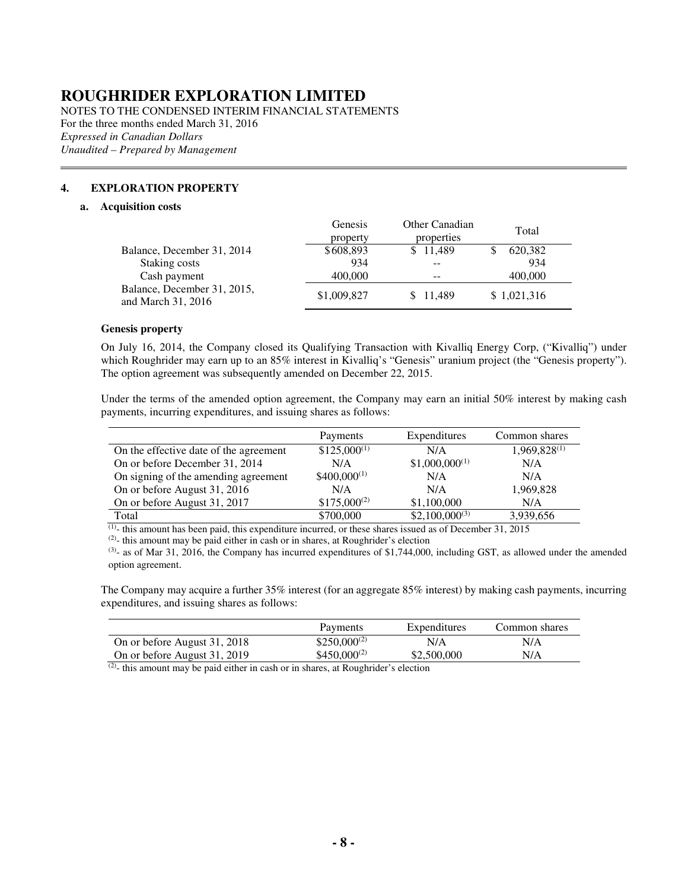# ROUGHRIDER EXPLORATION LIMITED

NOTES TO THE CONDENSED INTERIM FINANCIAL STATEMENTS
For the three months ended March 31, 2016
*Expressed in Canadian Dollars*
*Unaudited – Prepared by Management*

## 4. EXPLORATION PROPERTY

### a. Acquisition costs

| | Genesis property | Other Canadian properties | Total |
|---|---|---|---|
| Balance, December 31, 2014 | $608,893 | $ 11,489 | $ 620,382 |
| Staking costs | 934 | -- | 934 |
| Cash payment | 400,000 | -- | 400,000 |
| Balance, December 31, 2015, and March 31, 2016 | $1,009,827 | $ 11,489 | $ 1,021,316 |

**Genesis property**

On July 16, 2014, the Company closed its Qualifying Transaction with Kivalliq Energy Corp, ("Kivalliq") under which Roughrider may earn up to an 85% interest in Kivalliq's "Genesis" uranium project (the "Genesis property"). The option agreement was subsequently amended on December 22, 2015.

Under the terms of the amended option agreement, the Company may earn an initial 50% interest by making cash payments, incurring expenditures, and issuing shares as follows:

| | Payments | Expenditures | Common shares |
|---|---|---|---|
| On the effective date of the agreement | $125,000[(1)] | N/A | 1,969,828[(1)] |
| On or before December 31, 2014 | N/A | $1,000,000[(1)] | N/A |
| On signing of the amending agreement | $400,000[(1)] | N/A | N/A |
| On or before August 31, 2016 | N/A | N/A | 1,969,828 |
| On or before August 31, 2017 | $175,000[(2)] | $1,100,000 | N/A |
| Total | $700,000 | $2,100,000[(3)] | 3,939,656 |

[(1)]- this amount has been paid, this expenditure incurred, or these shares issued as of December 31, 2015
[(2)]- this amount may be paid either in cash or in shares, at Roughrider's election
[(3)]- as of Mar 31, 2016, the Company has incurred expenditures of $1,744,000, including GST, as allowed under the amended option agreement.

The Company may acquire a further 35% interest (for an aggregate 85% interest) by making cash payments, incurring expenditures, and issuing shares as follows:

| | Payments | Expenditures | Common shares |
|---|---|---|---|
| On or before August 31, 2018 | $250,000[(2)] | N/A | N/A |
| On or before August 31, 2019 | $450,000[(2)] | $2,500,000 | N/A |

[(2)]- this amount may be paid either in cash or in shares, at Roughrider's election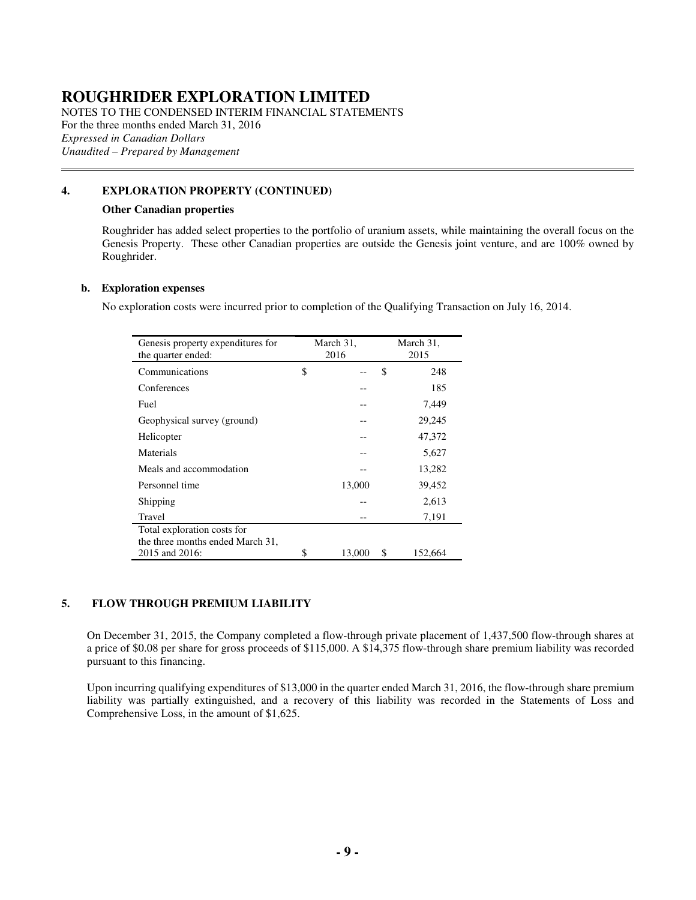# ROUGHRIDER EXPLORATION LIMITED

NOTES TO THE CONDENSED INTERIM FINANCIAL STATEMENTS
For the three months ended March 31, 2016
*Expressed in Canadian Dollars*
*Unaudited – Prepared by Management*

## 4. EXPLORATION PROPERTY (CONTINUED)

**Other Canadian properties**

Roughrider has added select properties to the portfolio of uranium assets, while maintaining the overall focus on the Genesis Property. These other Canadian properties are outside the Genesis joint venture, and are 100% owned by Roughrider.

### b. Exploration expenses

No exploration costs were incurred prior to completion of the Qualifying Transaction on July 16, 2014.

| Genesis property expenditures for the quarter ended: | March 31, 2016 | March 31, 2015 |
|---|---|---|
| Communications | $ -- | $ 248 |
| Conferences | -- | 185 |
| Fuel | -- | 7,449 |
| Geophysical survey (ground) | -- | 29,245 |
| Helicopter | -- | 47,372 |
| Materials | -- | 5,627 |
| Meals and accommodation | -- | 13,282 |
| Personnel time | 13,000 | 39,452 |
| Shipping | -- | 2,613 |
| Travel | -- | 7,191 |
| Total exploration costs for the three months ended March 31, 2015 and 2016: | $ 13,000 | $ 152,664 |

## 5. FLOW THROUGH PREMIUM LIABILITY

On December 31, 2015, the Company completed a flow-through private placement of 1,437,500 flow-through shares at a price of $0.08 per share for gross proceeds of $115,000. A $14,375 flow-through share premium liability was recorded pursuant to this financing.

Upon incurring qualifying expenditures of $13,000 in the quarter ended March 31, 2016, the flow-through share premium liability was partially extinguished, and a recovery of this liability was recorded in the Statements of Loss and Comprehensive Loss, in the amount of $1,625.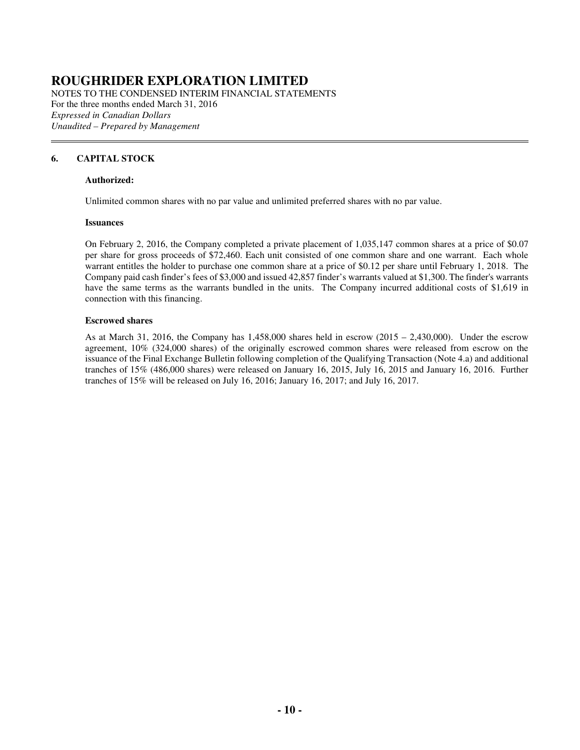## 6. CAPITAL STOCK

**Authorized:**

Unlimited common shares with no par value and unlimited preferred shares with no par value.

**Issuances**

On February 2, 2016, the Company completed a private placement of 1,035,147 common shares at a price of $0.07 per share for gross proceeds of $72,460. Each unit consisted of one common share and one warrant. Each whole warrant entitles the holder to purchase one common share at a price of $0.12 per share until February 1, 2018. The Company paid cash finder's fees of $3,000 and issued 42,857 finder's warrants valued at $1,300. The finder's warrants have the same terms as the warrants bundled in the units. The Company incurred additional costs of $1,619 in connection with this financing.

**Escrowed shares**

As at March 31, 2016, the Company has 1,458,000 shares held in escrow (2015 – 2,430,000). Under the escrow agreement, 10% (324,000 shares) of the originally escrowed common shares were released from escrow on the issuance of the Final Exchange Bulletin following completion of the Qualifying Transaction (Note 4.a) and additional tranches of 15% (486,000 shares) were released on January 16, 2015, July 16, 2015 and January 16, 2016. Further tranches of 15% will be released on July 16, 2016; January 16, 2017; and July 16, 2017.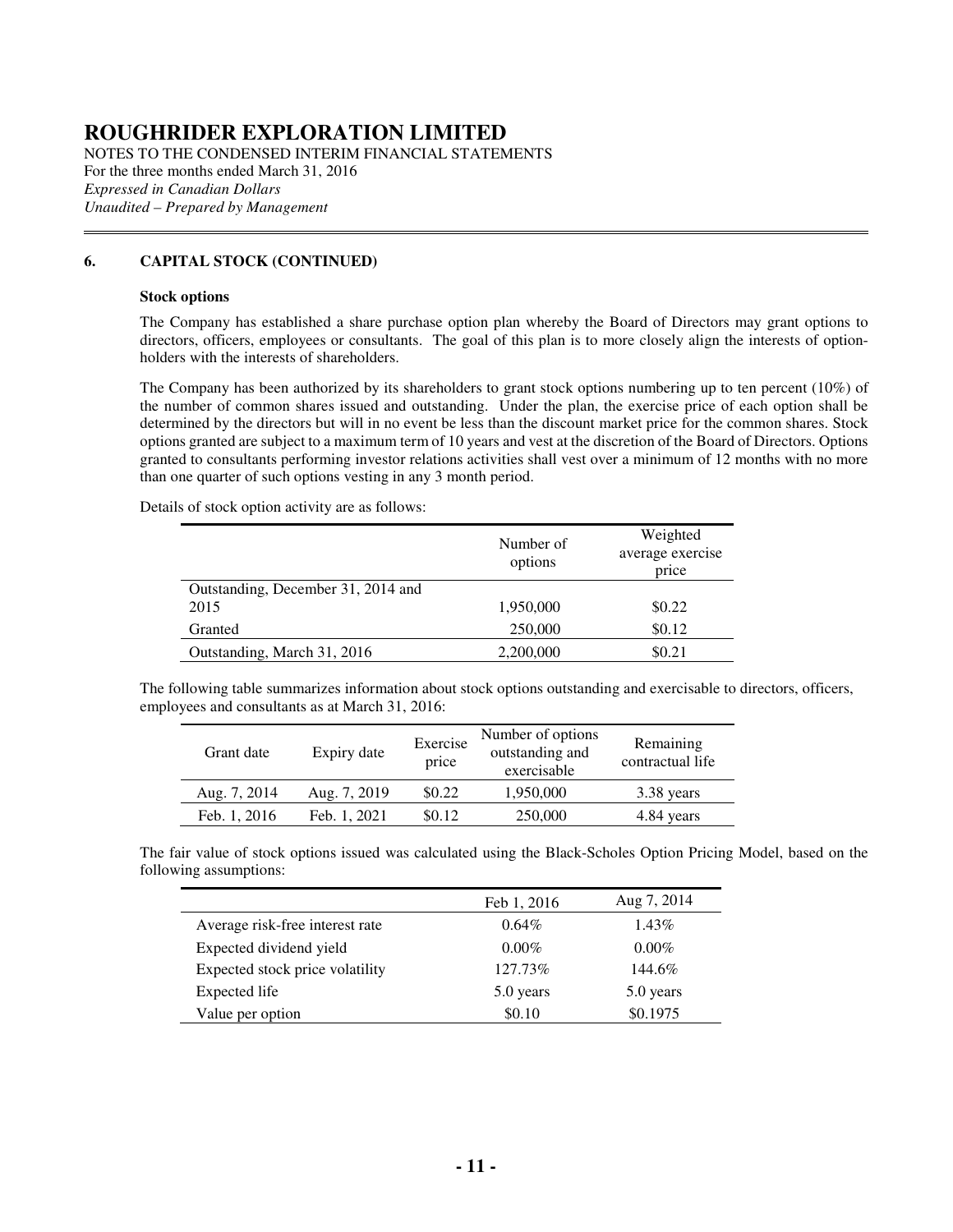# ROUGHRIDER EXPLORATION LIMITED

NOTES TO THE CONDENSED INTERIM FINANCIAL STATEMENTS
For the three months ended March 31, 2016
*Expressed in Canadian Dollars*
*Unaudited – Prepared by Management*

## 6. CAPITAL STOCK (CONTINUED)

**Stock options**

The Company has established a share purchase option plan whereby the Board of Directors may grant options to directors, officers, employees or consultants. The goal of this plan is to more closely align the interests of option-holders with the interests of shareholders.

The Company has been authorized by its shareholders to grant stock options numbering up to ten percent (10%) of the number of common shares issued and outstanding. Under the plan, the exercise price of each option shall be determined by the directors but will in no event be less than the discount market price for the common shares. Stock options granted are subject to a maximum term of 10 years and vest at the discretion of the Board of Directors. Options granted to consultants performing investor relations activities shall vest over a minimum of 12 months with no more than one quarter of such options vesting in any 3 month period.

Details of stock option activity are as follows:

| | Number of options | Weighted average exercise price |
|---|---|---|
| Outstanding, December 31, 2014 and 2015 | 1,950,000 | $0.22 |
| Granted | 250,000 | $0.12 |
| Outstanding, March 31, 2016 | 2,200,000 | $0.21 |

The following table summarizes information about stock options outstanding and exercisable to directors, officers, employees and consultants as at March 31, 2016:

| Grant date | Expiry date | Exercise price | Number of options outstanding and exercisable | Remaining contractual life |
|---|---|---|---|---|
| Aug. 7, 2014 | Aug. 7, 2019 | $0.22 | 1,950,000 | 3.38 years |
| Feb. 1, 2016 | Feb. 1, 2021 | $0.12 | 250,000 | 4.84 years |

The fair value of stock options issued was calculated using the Black-Scholes Option Pricing Model, based on the following assumptions:

| | Feb 1, 2016 | Aug 7, 2014 |
|---|---|---|
| Average risk-free interest rate | 0.64% | 1.43% |
| Expected dividend yield | 0.00% | 0.00% |
| Expected stock price volatility | 127.73% | 144.6% |
| Expected life | 5.0 years | 5.0 years |
| Value per option | $0.10 | $0.1975 |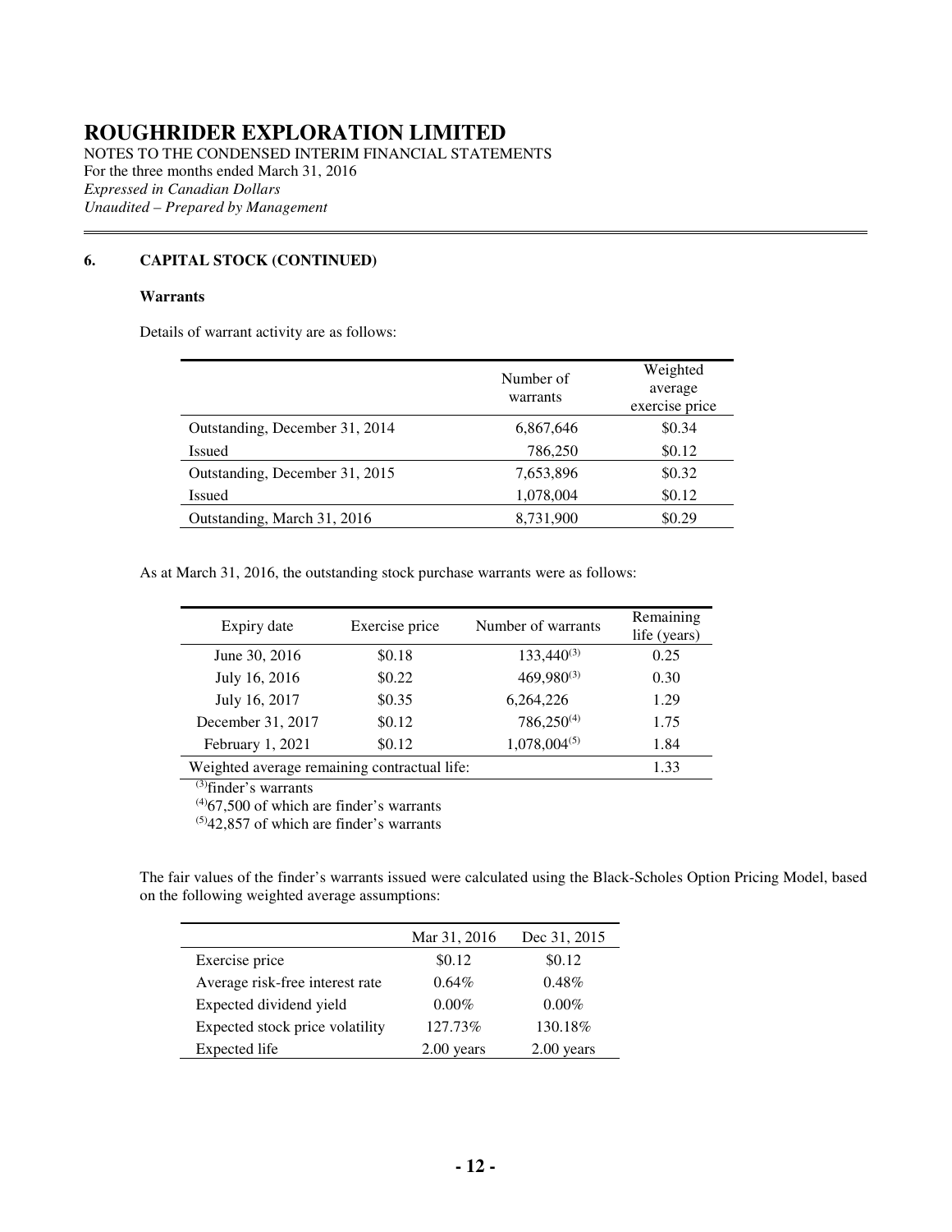# ROUGHRIDER EXPLORATION LIMITED

NOTES TO THE CONDENSED INTERIM FINANCIAL STATEMENTS
For the three months ended March 31, 2016
*Expressed in Canadian Dollars*
*Unaudited – Prepared by Management*

## 6. CAPITAL STOCK (CONTINUED)

### Warrants

Details of warrant activity are as follows:

| | Number of warrants | Weighted average exercise price |
|---|---|---|
| Outstanding, December 31, 2014 | 6,867,646 | $0.34 |
| Issued | 786,250 | $0.12 |
| Outstanding, December 31, 2015 | 7,653,896 | $0.32 |
| Issued | 1,078,004 | $0.12 |
| Outstanding, March 31, 2016 | 8,731,900 | $0.29 |

As at March 31, 2016, the outstanding stock purchase warrants were as follows:

| Expiry date | Exercise price | Number of warrants | Remaining life (years) |
|---|---|---|---|
| June 30, 2016 | $0.18 | 133,440[(3)] | 0.25 |
| July 16, 2016 | $0.22 | 469,980[(3)] | 0.30 |
| July 16, 2017 | $0.35 | 6,264,226 | 1.29 |
| December 31, 2017 | $0.12 | 786,250[(4)] | 1.75 |
| February 1, 2021 | $0.12 | 1,078,004[(5)] | 1.84 |
| Weighted average remaining contractual life: | | | 1.33 |

[(3)]finder's warrants
[(4)]67,500 of which are finder's warrants
[(5)]42,857 of which are finder's warrants

The fair values of the finder's warrants issued were calculated using the Black-Scholes Option Pricing Model, based on the following weighted average assumptions:

| | Mar 31, 2016 | Dec 31, 2015 |
|---|---|---|
| Exercise price | $0.12 | $0.12 |
| Average risk-free interest rate | 0.64% | 0.48% |
| Expected dividend yield | 0.00% | 0.00% |
| Expected stock price volatility | 127.73% | 130.18% |
| Expected life | 2.00 years | 2.00 years |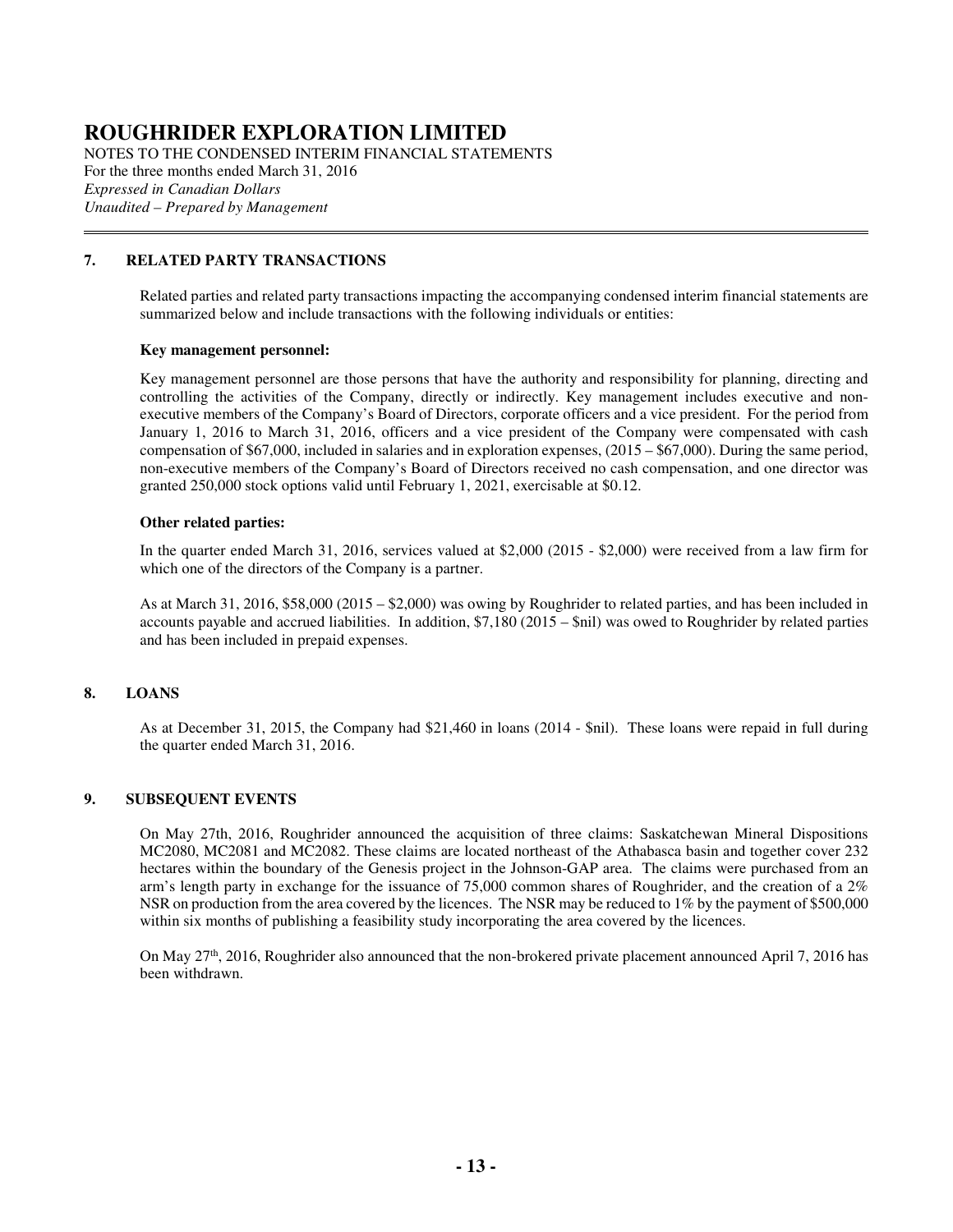# ROUGHRIDER EXPLORATION LIMITED

NOTES TO THE CONDENSED INTERIM FINANCIAL STATEMENTS
For the three months ended March 31, 2016
*Expressed in Canadian Dollars*
*Unaudited – Prepared by Management*

## 7. RELATED PARTY TRANSACTIONS

Related parties and related party transactions impacting the accompanying condensed interim financial statements are summarized below and include transactions with the following individuals or entities:

**Key management personnel:**

Key management personnel are those persons that have the authority and responsibility for planning, directing and controlling the activities of the Company, directly or indirectly. Key management includes executive and non-executive members of the Company's Board of Directors, corporate officers and a vice president. For the period from January 1, 2016 to March 31, 2016, officers and a vice president of the Company were compensated with cash compensation of $67,000, included in salaries and in exploration expenses, (2015 – $67,000). During the same period, non-executive members of the Company's Board of Directors received no cash compensation, and one director was granted 250,000 stock options valid until February 1, 2021, exercisable at $0.12.

**Other related parties:**

In the quarter ended March 31, 2016, services valued at $2,000 (2015 - $2,000) were received from a law firm for which one of the directors of the Company is a partner.

As at March 31, 2016, $58,000 (2015 – $2,000) was owing by Roughrider to related parties, and has been included in accounts payable and accrued liabilities. In addition, $7,180 (2015 – $nil) was owed to Roughrider by related parties and has been included in prepaid expenses.

## 8. LOANS

As at December 31, 2015, the Company had $21,460 in loans (2014 - $nil). These loans were repaid in full during the quarter ended March 31, 2016.

## 9. SUBSEQUENT EVENTS

On May 27th, 2016, Roughrider announced the acquisition of three claims: Saskatchewan Mineral Dispositions MC2080, MC2081 and MC2082. These claims are located northeast of the Athabasca basin and together cover 232 hectares within the boundary of the Genesis project in the Johnson-GAP area. The claims were purchased from an arm's length party in exchange for the issuance of 75,000 common shares of Roughrider, and the creation of a 2% NSR on production from the area covered by the licences. The NSR may be reduced to 1% by the payment of $500,000 within six months of publishing a feasibility study incorporating the area covered by the licences.

On May 27th, 2016, Roughrider also announced that the non-brokered private placement announced April 7, 2016 has been withdrawn.